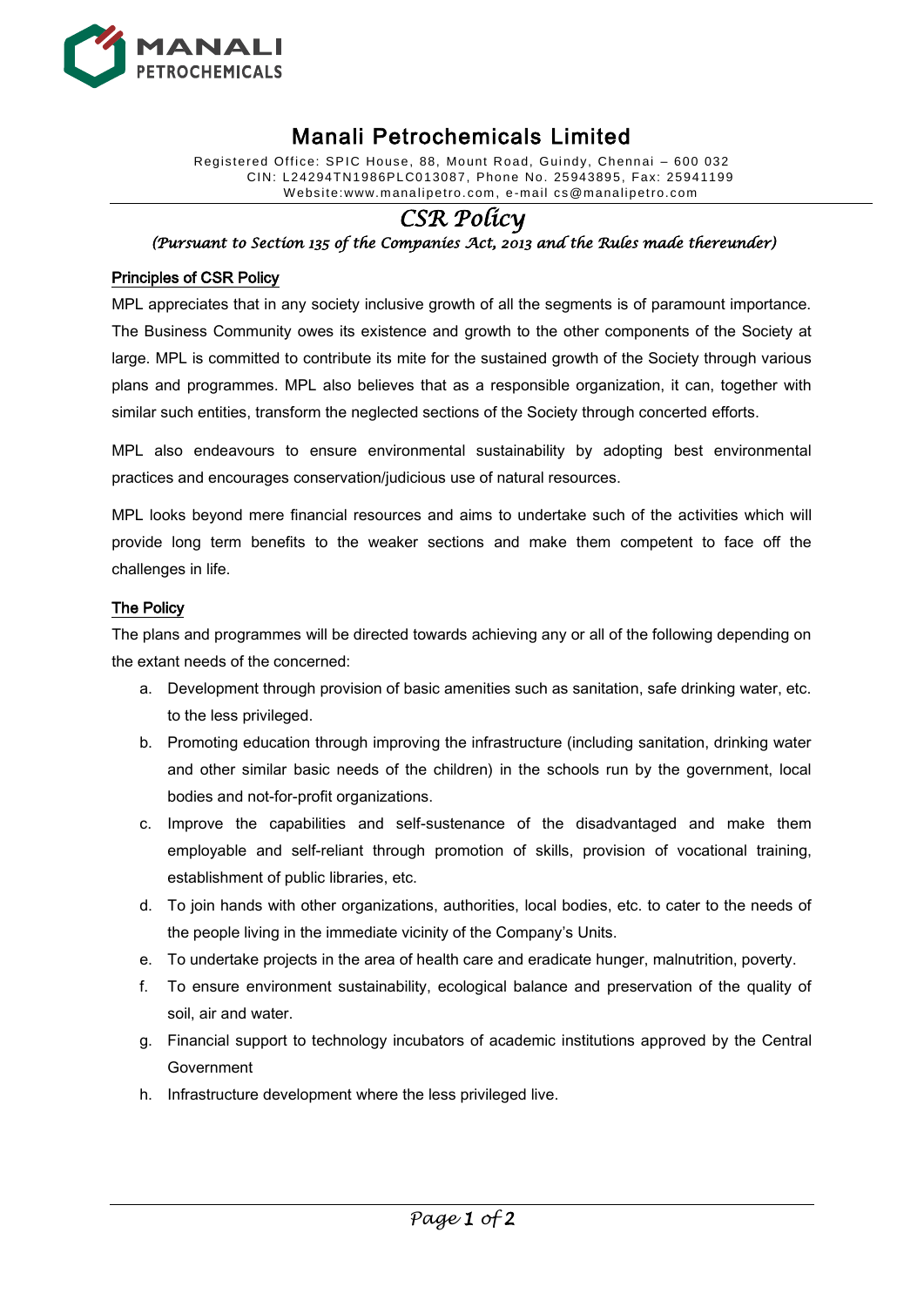# Manali Petrochemicals Limited

Registered Office: SPIC House, 88, Mount Road, Guindy, Chennai – 600 032
CIN: L24294TN1986PLC013087, Phone No. 25943895, Fax: 25941199
Website:www.manalipetro.com, e-mail cs@manalipetro.com

## *CSR Policy*

*(Pursuant to Section 135 of the Companies Act, 2013 and the Rules made thereunder)*

### Principles of CSR Policy

MPL appreciates that in any society inclusive growth of all the segments is of paramount importance. The Business Community owes its existence and growth to the other components of the Society at large. MPL is committed to contribute its mite for the sustained growth of the Society through various plans and programmes. MPL also believes that as a responsible organization, it can, together with similar such entities, transform the neglected sections of the Society through concerted efforts.

MPL also endeavours to ensure environmental sustainability by adopting best environmental practices and encourages conservation/judicious use of natural resources.

MPL looks beyond mere financial resources and aims to undertake such of the activities which will provide long term benefits to the weaker sections and make them competent to face off the challenges in life.

### The Policy

The plans and programmes will be directed towards achieving any or all of the following depending on the extant needs of the concerned:

a. Development through provision of basic amenities such as sanitation, safe drinking water, etc. to the less privileged.
b. Promoting education through improving the infrastructure (including sanitation, drinking water and other similar basic needs of the children) in the schools run by the government, local bodies and not-for-profit organizations.
c. Improve the capabilities and self-sustenance of the disadvantaged and make them employable and self-reliant through promotion of skills, provision of vocational training, establishment of public libraries, etc.
d. To join hands with other organizations, authorities, local bodies, etc. to cater to the needs of the people living in the immediate vicinity of the Company's Units.
e. To undertake projects in the area of health care and eradicate hunger, malnutrition, poverty.
f. To ensure environment sustainability, ecological balance and preservation of the quality of soil, air and water.
g. Financial support to technology incubators of academic institutions approved by the Central Government
h. Infrastructure development where the less privileged live.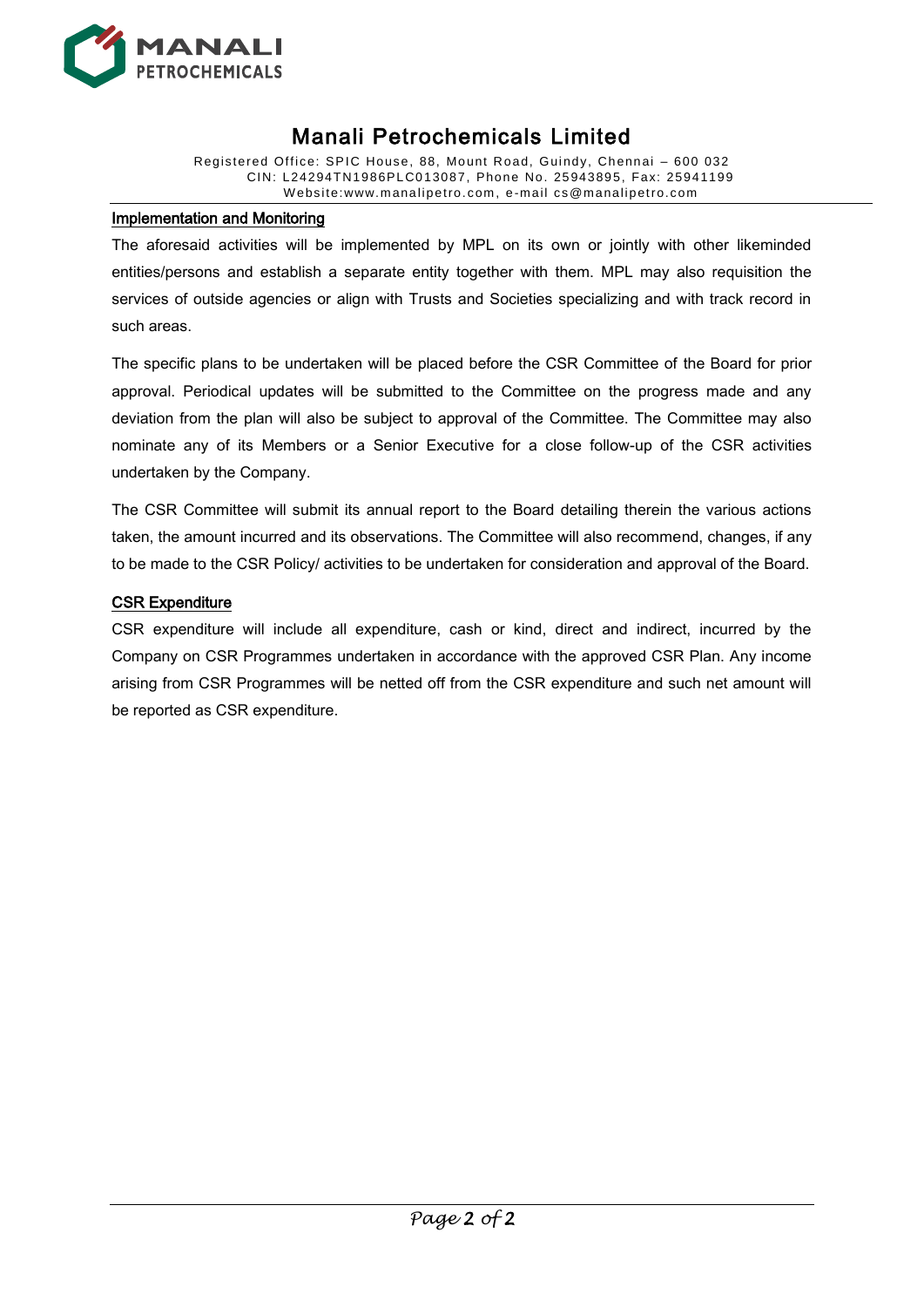#### Implementation and Monitoring

The aforesaid activities will be implemented by MPL on its own or jointly with other likeminded entities/persons and establish a separate entity together with them. MPL may also requisition the services of outside agencies or align with Trusts and Societies specializing and with track record in such areas.

The specific plans to be undertaken will be placed before the CSR Committee of the Board for prior approval. Periodical updates will be submitted to the Committee on the progress made and any deviation from the plan will also be subject to approval of the Committee. The Committee may also nominate any of its Members or a Senior Executive for a close follow-up of the CSR activities undertaken by the Company.

The CSR Committee will submit its annual report to the Board detailing therein the various actions taken, the amount incurred and its observations. The Committee will also recommend, changes, if any to be made to the CSR Policy/ activities to be undertaken for consideration and approval of the Board.

#### CSR Expenditure

CSR expenditure will include all expenditure, cash or kind, direct and indirect, incurred by the Company on CSR Programmes undertaken in accordance with the approved CSR Plan. Any income arising from CSR Programmes will be netted off from the CSR expenditure and such net amount will be reported as CSR expenditure.